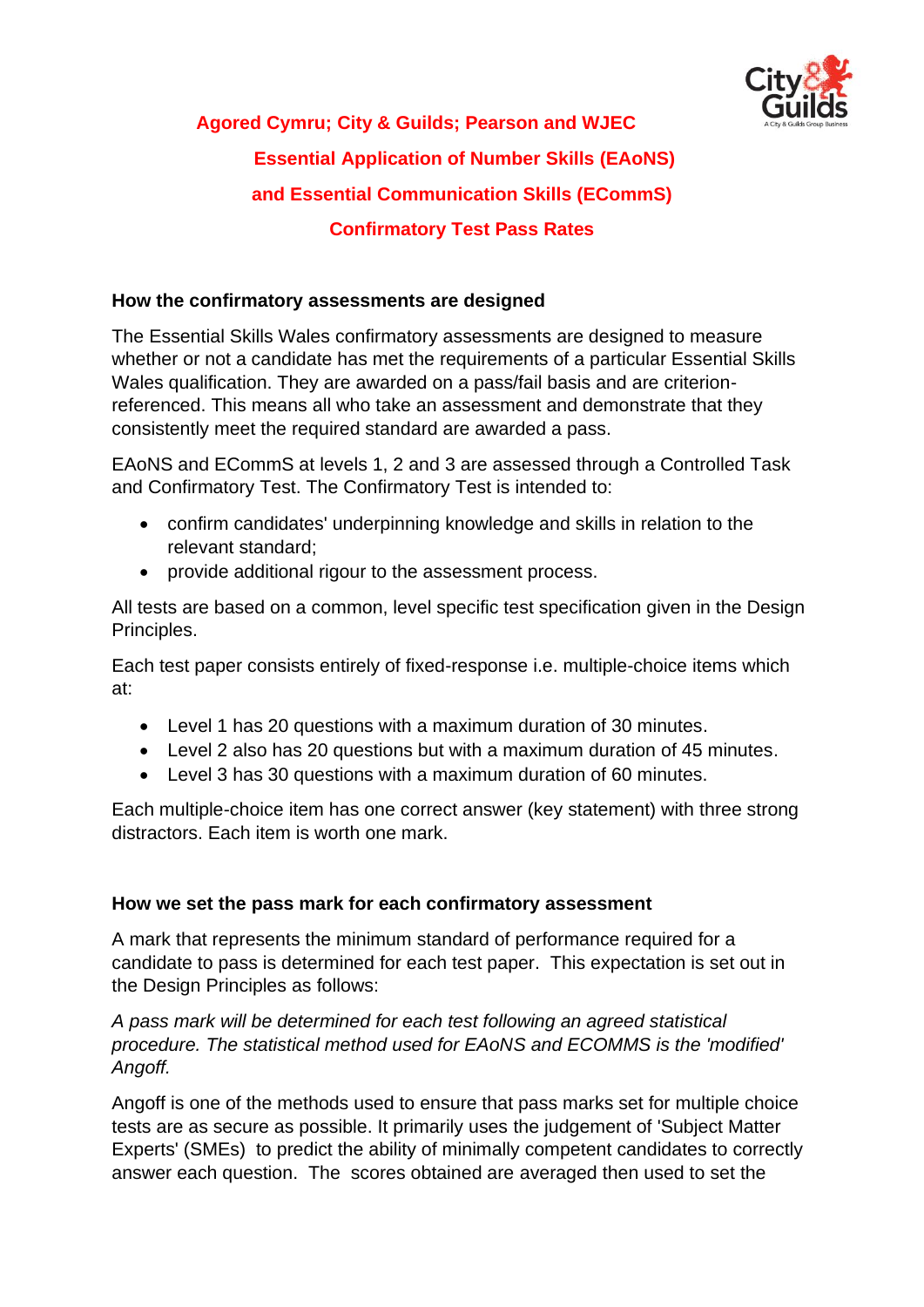# Agored Cymru; City & Guilds; Pearson and WJEC

# Essential Application of Number Skills (EAoNS)

# and Essential Communication Skills (ECommS)

# Confirmatory Test Pass Rates

## How the confirmatory assessments are designed

The Essential Skills Wales confirmatory assessments are designed to measure whether or not a candidate has met the requirements of a particular Essential Skills Wales qualification. They are awarded on a pass/fail basis and are criterion-referenced. This means all who take an assessment and demonstrate that they consistently meet the required standard are awarded a pass.

EAoNS and ECommS at levels 1, 2 and 3 are assessed through a Controlled Task and Confirmatory Test. The Confirmatory Test is intended to:

- confirm candidates' underpinning knowledge and skills in relation to the relevant standard;
- provide additional rigour to the assessment process.

All tests are based on a common, level specific test specification given in the Design Principles.

Each test paper consists entirely of fixed-response i.e. multiple-choice items which at:

- Level 1 has 20 questions with a maximum duration of 30 minutes.
- Level 2 also has 20 questions but with a maximum duration of 45 minutes.
- Level 3 has 30 questions with a maximum duration of 60 minutes.

Each multiple-choice item has one correct answer (key statement) with three strong distractors. Each item is worth one mark.

## How we set the pass mark for each confirmatory assessment

A mark that represents the minimum standard of performance required for a candidate to pass is determined for each test paper. This expectation is set out in the Design Principles as follows:

*A pass mark will be determined for each test following an agreed statistical procedure. The statistical method used for EAoNS and ECOMMS is the 'modified' Angoff.*

Angoff is one of the methods used to ensure that pass marks set for multiple choice tests are as secure as possible. It primarily uses the judgement of 'Subject Matter Experts' (SMEs) to predict the ability of minimally competent candidates to correctly answer each question. The scores obtained are averaged then used to set the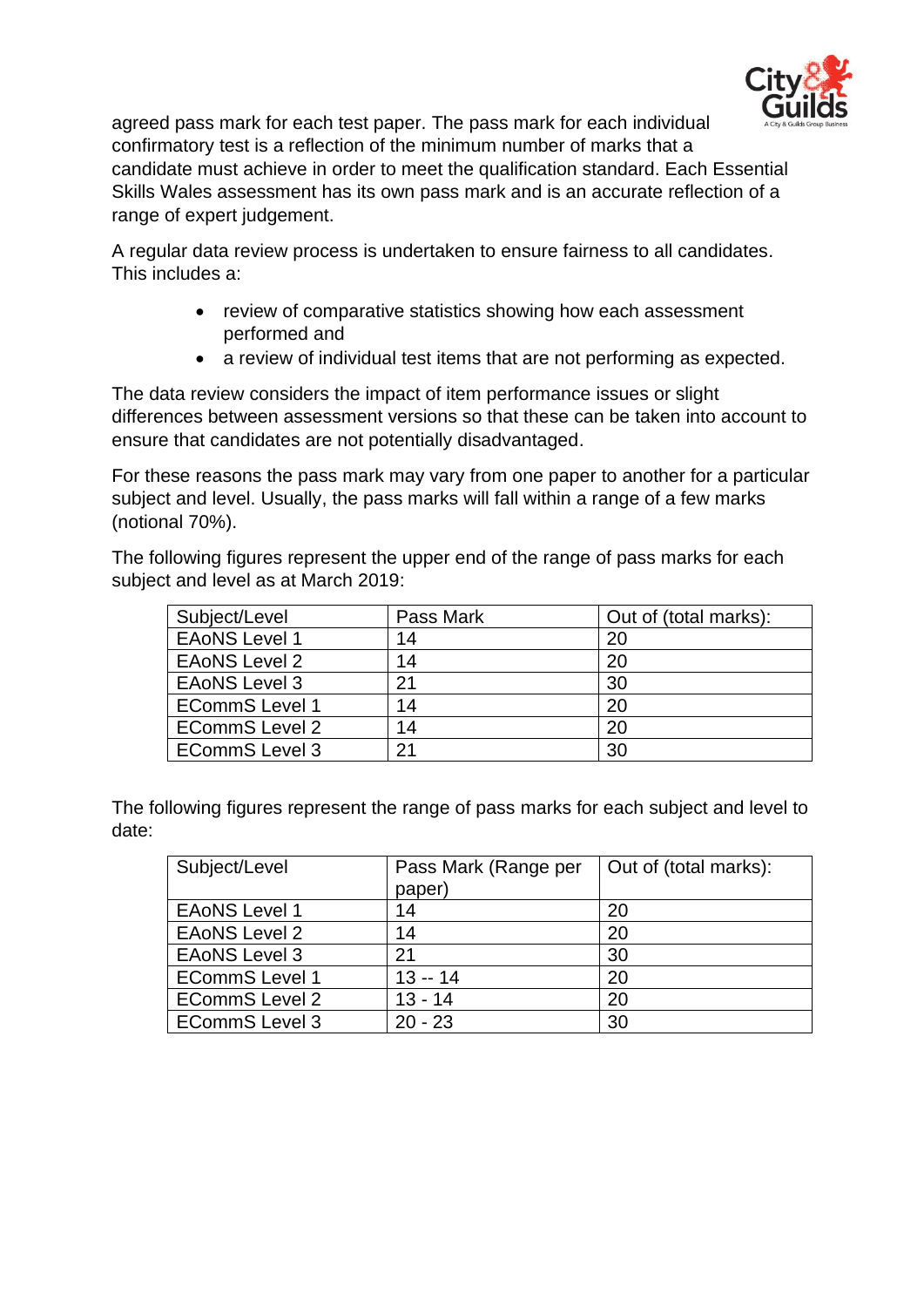agreed pass mark for each test paper. The pass mark for each individual confirmatory test is a reflection of the minimum number of marks that a candidate must achieve in order to meet the qualification standard. Each Essential Skills Wales assessment has its own pass mark and is an accurate reflection of a range of expert judgement.

A regular data review process is undertaken to ensure fairness to all candidates. This includes a:

- review of comparative statistics showing how each assessment performed and
- a review of individual test items that are not performing as expected.

The data review considers the impact of item performance issues or slight differences between assessment versions so that these can be taken into account to ensure that candidates are not potentially disadvantaged.

For these reasons the pass mark may vary from one paper to another for a particular subject and level. Usually, the pass marks will fall within a range of a few marks (notional 70%).

The following figures represent the upper end of the range of pass marks for each subject and level as at March 2019:

| Subject/Level | Pass Mark | Out of (total marks): |
|---|---|---|
| EAoNS Level 1 | 14 | 20 |
| EAoNS Level 2 | 14 | 20 |
| EAoNS Level 3 | 21 | 30 |
| ECommS Level 1 | 14 | 20 |
| ECommS Level 2 | 14 | 20 |
| ECommS Level 3 | 21 | 30 |

The following figures represent the range of pass marks for each subject and level to date:

| Subject/Level | Pass Mark (Range per paper) | Out of (total marks): |
|---|---|---|
| EAoNS Level 1 | 14 | 20 |
| EAoNS Level 2 | 14 | 20 |
| EAoNS Level 3 | 21 | 30 |
| ECommS Level 1 | 13 -- 14 | 20 |
| ECommS Level 2 | 13 - 14 | 20 |
| ECommS Level 3 | 20 - 23 | 30 |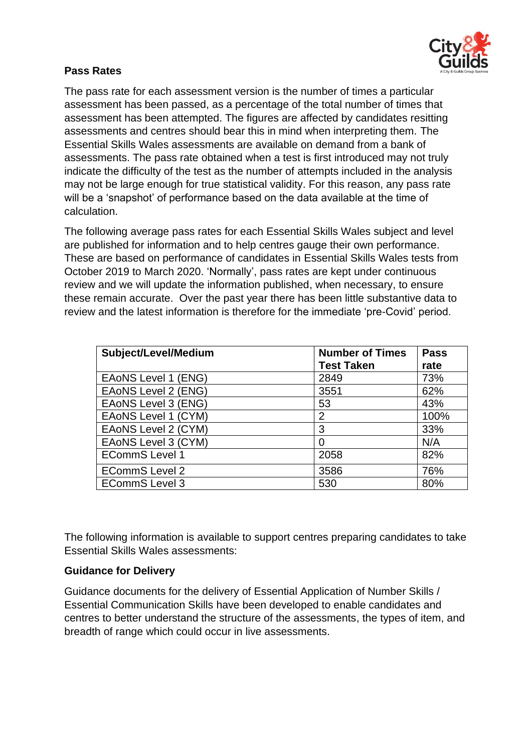**Pass Rates**

The pass rate for each assessment version is the number of times a particular assessment has been passed, as a percentage of the total number of times that assessment has been attempted. The figures are affected by candidates resitting assessments and centres should bear this in mind when interpreting them. The Essential Skills Wales assessments are available on demand from a bank of assessments. The pass rate obtained when a test is first introduced may not truly indicate the difficulty of the test as the number of attempts included in the analysis may not be large enough for true statistical validity. For this reason, any pass rate will be a 'snapshot' of performance based on the data available at the time of calculation.

The following average pass rates for each Essential Skills Wales subject and level are published for information and to help centres gauge their own performance. These are based on performance of candidates in Essential Skills Wales tests from October 2019 to March 2020. 'Normally', pass rates are kept under continuous review and we will update the information published, when necessary, to ensure these remain accurate. Over the past year there has been little substantive data to review and the latest information is therefore for the immediate 'pre-Covid' period.

| Subject/Level/Medium | Number of Times Test Taken | Pass rate |
|---|---|---|
| EAoNS Level 1 (ENG) | 2849 | 73% |
| EAoNS Level 2 (ENG) | 3551 | 62% |
| EAoNS Level 3 (ENG) | 53 | 43% |
| EAoNS Level 1 (CYM) | 2 | 100% |
| EAoNS Level 2 (CYM) | 3 | 33% |
| EAoNS Level 3 (CYM) | 0 | N/A |
| ECommS Level 1 | 2058 | 82% |
| ECommS Level 2 | 3586 | 76% |
| ECommS Level 3 | 530 | 80% |

The following information is available to support centres preparing candidates to take Essential Skills Wales assessments:

**Guidance for Delivery**

Guidance documents for the delivery of Essential Application of Number Skills / Essential Communication Skills have been developed to enable candidates and centres to better understand the structure of the assessments, the types of item, and breadth of range which could occur in live assessments.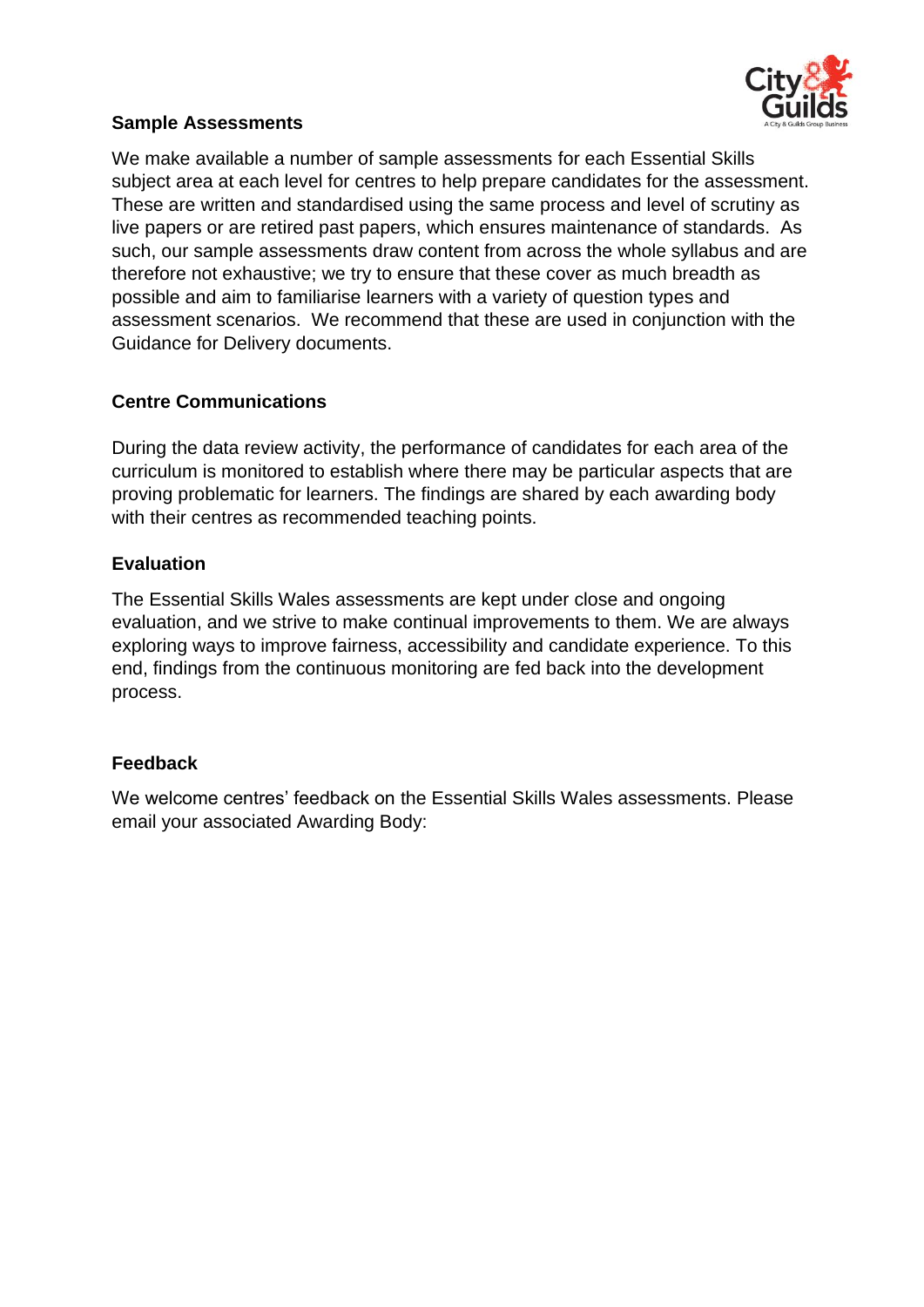**Sample Assessments**

We make available a number of sample assessments for each Essential Skills subject area at each level for centres to help prepare candidates for the assessment. These are written and standardised using the same process and level of scrutiny as live papers or are retired past papers, which ensures maintenance of standards. As such, our sample assessments draw content from across the whole syllabus and are therefore not exhaustive; we try to ensure that these cover as much breadth as possible and aim to familiarise learners with a variety of question types and assessment scenarios. We recommend that these are used in conjunction with the Guidance for Delivery documents.

**Centre Communications**

During the data review activity, the performance of candidates for each area of the curriculum is monitored to establish where there may be particular aspects that are proving problematic for learners. The findings are shared by each awarding body with their centres as recommended teaching points.

**Evaluation**

The Essential Skills Wales assessments are kept under close and ongoing evaluation, and we strive to make continual improvements to them. We are always exploring ways to improve fairness, accessibility and candidate experience. To this end, findings from the continuous monitoring are fed back into the development process.

**Feedback**

We welcome centres' feedback on the Essential Skills Wales assessments. Please email your associated Awarding Body: